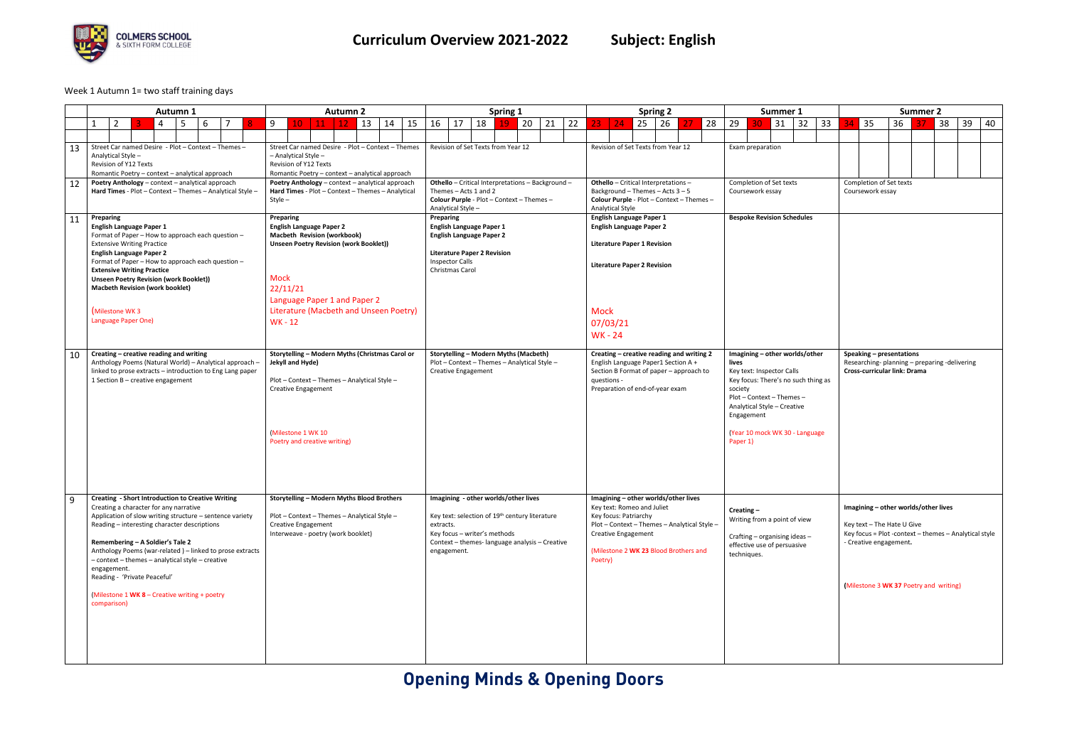# Curriculum Overview 2021-2022 Subject: English

Week 1 Autumn 1= two staff training days

| | Autumn 1 (Weeks 1–8) | Autumn 2 (Weeks 9–15) | Spring 1 (Weeks 16–22) | Spring 2 (Weeks 23–28) | Summer 1 (Weeks 29–33) | Summer 2 (Weeks 34–40) |
|---|---|---|---|---|---|---|
| 13 | Street Car named Desire - Plot – Context – Themes – Analytical Style – Revision of Y12 Texts Romantic Poetry – context – analytical approach | Street Car named Desire - Plot – Context – Themes – Analytical Style – Revision of Y12 Texts Romantic Poetry – context – analytical approach | Revision of Set Texts from Year 12 | Revision of Set Texts from Year 12 | Exam preparation | |
| 12 | **Poetry Anthology** – context – analytical approach **Hard Times** - Plot – Context – Themes – Analytical Style – | **Poetry Anthology** – context – analytical approach **Hard Times** - Plot – Context – Themes – Analytical Style – | **Othello** – Critical Interpretations – Background – Themes – Acts 1 and 2 **Colour Purple** - Plot – Context – Themes – Analytical Style – | **Othello** – Critical Interpretations – Background – Themes – Acts 3 – 5 **Colour Purple** - Plot – Context – Themes – Analytical Style | Completion of Set texts Coursework essay | Completion of Set texts Coursework essay |
| 11 | **Preparing** **English Language Paper 1** Format of Paper – How to approach each question – **Extensive Writing Practice** **English Language Paper 2** Format of Paper – How to approach each question – **Extensive Writing Practice** **Unseen Poetry Revision (work Booklet))** **Macbeth Revision (work booklet)** (Milestone WK 3 Language Paper One) | **Preparing** **English Language Paper 2** **Macbeth Revision (workbook)** **Unseen Poetry Revision (work Booklet))** Mock 22/11/21 Language Paper 1 and Paper 2 Literature (Macbeth and Unseen Poetry) WK - 12 | **Preparing** **English Language Paper 1** **English Language Paper 2** **Literature Paper 2 Revision** Inspector Calls Christmas Carol | **English Language Paper 1** **English Language Paper 2** **Literature Paper 1 Revision** **Literature Paper 2 Revision** Mock 07/03/21 WK - 24 | **Bespoke Revision Schedules** | |
| 10 | **Creating – creative reading and writing** Anthology Poems (Natural World) – Analytical approach – linked to prose extracts – introduction to Eng Lang paper 1 Section B – creative engagement | **Storytelling – Modern Myths (Christmas Carol or Jekyll and Hyde)** Plot – Context – Themes – Analytical Style – Creative Engagement (Milestone 1 WK 10 Poetry and creative writing) | **Storytelling – Modern Myths (Macbeth)** Plot – Context – Themes – Analytical Style – Creative Engagement | **Creating – creative reading and writing 2** English Language Paper1 Section A + Section B Format of paper – approach to questions - Preparation of end-of-year exam | **Imagining – other worlds/other lives** Key text: Inspector Calls Key focus: There's no such thing as society Plot – Context – Themes – Analytical Style – Creative Engagement (Year 10 mock WK 30 - Language Paper 1) | **Speaking – presentations** Researching- planning – preparing -delivering **Cross-curricular link: Drama** |
| 9 | **Creating - Short Introduction to Creative Writing** Creating a character for any narrative Application of slow writing structure – sentence variety Reading – interesting character descriptions **Remembering – A Soldier's Tale 2** Anthology Poems (war-related ) – linked to prose extracts – context – themes – analytical style – creative engagement. Reading - 'Private Peaceful' (Milestone 1 **WK 8** – Creative writing + poetry comparison) | **Storytelling – Modern Myths Blood Brothers** Plot – Context – Themes – Analytical Style – Creative Engagement Interweave - poetry (work booklet) | **Imagining - other worlds/other lives** Key text: selection of 19th century literature extracts. Key focus – writer's methods Context – themes- language analysis – Creative engagement. | **Imagining – other worlds/other lives** Key text: Romeo and Juliet Key focus: Patriarchy Plot – Context – Themes – Analytical Style – Creative Engagement (Milestone 2 **WK 23** Blood Brothers and Poetry) | **Creating –** Writing from a point of view Crafting – organising ideas – effective use of persuasive techniques. | **Imagining – other worlds/other lives** Key text – The Hate U Give Key focus = Plot -context – themes – Analytical style - Creative engagement**.** (Milestone 3 **WK 37** Poetry and writing) |

**Opening Minds & Opening Doors**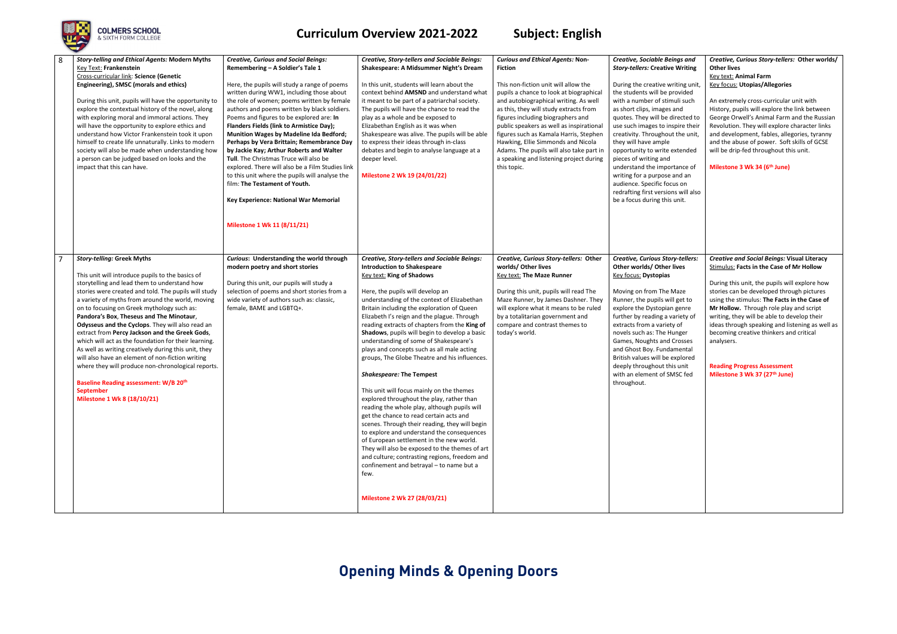# Curriculum Overview 2021-2022 Subject: English

| | | | | | | |
|---|---|---|---|---|---|---|
| 8 | ***Story-telling and Ethical Agents:* Modern Myths**<br>Key Text: **Frankenstein**<br>Cross-curricular link: **Science (Genetic Engineering), SMSC (morals and ethics)**<br><br>During this unit, pupils will have the opportunity to explore the contextual history of the novel, along with exploring moral and immoral actions. They will have the opportunity to explore ethics and understand how Victor Frankenstein took it upon himself to create life unnaturally. Links to modern society will also be made when understanding how a person can be judged based on looks and the impact that this can have. | ***Creative, Curious and Social Beings:* Remembering – A Soldier's Tale 1**<br><br>Here, the pupils will study a range of poems written during WW1, including those about the role of women; poems written by female authors and poems written by black soldiers. Poems and figures to be explored are: **In Flanders Fields (link to Armistice Day); Munition Wages by Madeline Ida Bedford; Perhaps by Vera Brittain; Remembrance Day by Jackie Kay; Arthur Roberts and Walter Tull**. The Christmas Truce will also be explored. There will also be a Film Studies link to this unit where the pupils will analyse the film: **The Testament of Youth.**<br><br>**Key Experience: National War Memorial**<br><br>**Milestone 1 Wk 11 (8/11/21)** | ***Creative, Story-tellers and Sociable Beings:* Shakespeare: A Midsummer Night's Dream**<br><br>In this unit, students will learn about the context behind **AMSND** and understand what it meant to be part of a patriarchal society. The pupils will have the chance to read the play as a whole and be exposed to Elizabethan English as it was when Shakespeare was alive. The pupils will be able to express their ideas through in-class debates and begin to analyse language at a deeper level.<br><br>**Milestone 2 Wk 19 (24/01/22)** | ***Curious and Ethical Agents:* Non-Fiction**<br><br>This non-fiction unit will allow the pupils a chance to look at biographical and autobiographical writing. As well as this, they will study extracts from figures including biographers and public speakers as well as inspirational figures such as Kamala Harris, Stephen Hawking, Ellie Simmonds and Nicola Adams. The pupils will also take part in a speaking and listening project during this topic. | ***Creative, Sociable Beings and Story-tellers:* Creative Writing**<br><br>During the creative writing unit, the students will be provided with a number of stimuli such as short clips, images and quotes. They will be directed to use such images to inspire their creativity. Throughout the unit, they will have ample opportunity to write extended pieces of writing and understand the importance of writing for a purpose and an audience. Specific focus on redrafting first versions will also be a focus during this unit. | ***Creative, Curious Story-tellers:* Other worlds/ Other lives**<br>Key text: **Animal Farm**<br>Key focus: **Utopias/Allegories**<br><br>An extremely cross-curricular unit with History, pupils will explore the link between George Orwell's Animal Farm and the Russian Revolution. They will explore character links and development, fables, allegories, tyranny and the abuse of power. Soft skills of GCSE will be drip-fed throughout this unit.<br><br>**Milestone 3 Wk 34 (6th June)** |
| 7 | ***Story-telling:* Greek Myths**<br><br>This unit will introduce pupils to the basics of storytelling and lead them to understand how stories were created and told. The pupils will study a variety of myths from around the world, moving on to focusing on Greek mythology such as: **Pandora's Box**, **Theseus and The Minotaur**, **Odysseus and the Cyclops**. They will also read an extract from **Percy Jackson and the Greek Gods**, which will act as the foundation for their learning. As well as writing creatively during this unit, they will also have an element of non-fiction writing where they will produce non-chronological reports.<br><br>**Baseline Reading assessment: W/B 20th September**<br>**Milestone 1 Wk 8 (18/10/21)** | ***Curious*: Understanding the world through modern poetry and short stories**<br><br>During this unit, our pupils will study a selection of poems and short stories from a wide variety of authors such as: classic, female, BAME and LGBTQ+. | ***Creative, Story-tellers and Sociable Beings:* Introduction to Shakespeare**<br>Key text: **King of Shadows**<br><br>Here, the pupils will develop an understanding of the context of Elizabethan Britain including the exploration of Queen Elizabeth I's reign and the plague. Through reading extracts of chapters from the **King of Shadows**, pupils will begin to develop a basic understanding of some of Shakespeare's plays and concepts such as all male acting groups, The Globe Theatre and his influences.<br><br>***Shakespeare:* The Tempest**<br><br>This unit will focus mainly on the themes explored throughout the play, rather than reading the whole play, although pupils will get the chance to read certain acts and scenes. Through their reading, they will begin to explore and understand the consequences of European settlement in the new world. They will also be exposed to the themes of art and culture; contrasting regions, freedom and confinement and betrayal – to name but a few.<br><br>**Milestone 2 Wk 27 (28/03/21)** | ***Creative, Curious Story-tellers:* Other worlds/ Other lives**<br>Key text: **The Maze Runner**<br><br>During this unit, pupils will read The Maze Runner, by James Dashner. They will explore what it means to be ruled by a totalitarian government and compare and contrast themes to today's world. | ***Creative, Curious Story-tellers:* Other worlds/ Other lives**<br>Key focus: **Dystopias**<br><br>Moving on from The Maze Runner, the pupils will get to explore the Dystopian genre further by reading a variety of extracts from a variety of novels such as: The Hunger Games, Noughts and Crosses and Ghost Boy. Fundamental British values will be explored deeply throughout this unit with an element of SMSC fed throughout. | ***Creative and Social Beings:* Visual Literacy**<br>Stimulus: **Facts in the Case of Mr Hollow**<br><br>During this unit, the pupils will explore how stories can be developed through pictures using the stimulus: **The Facts in the Case of Mr Hollow.** Through role play and script writing, they will be able to develop their ideas through speaking and listening as well as becoming creative thinkers and critical analysers.<br><br>**Reading Progress Assessment**<br>**Milestone 3 Wk 37 (27th June)** |

**Opening Minds & Opening Doors**